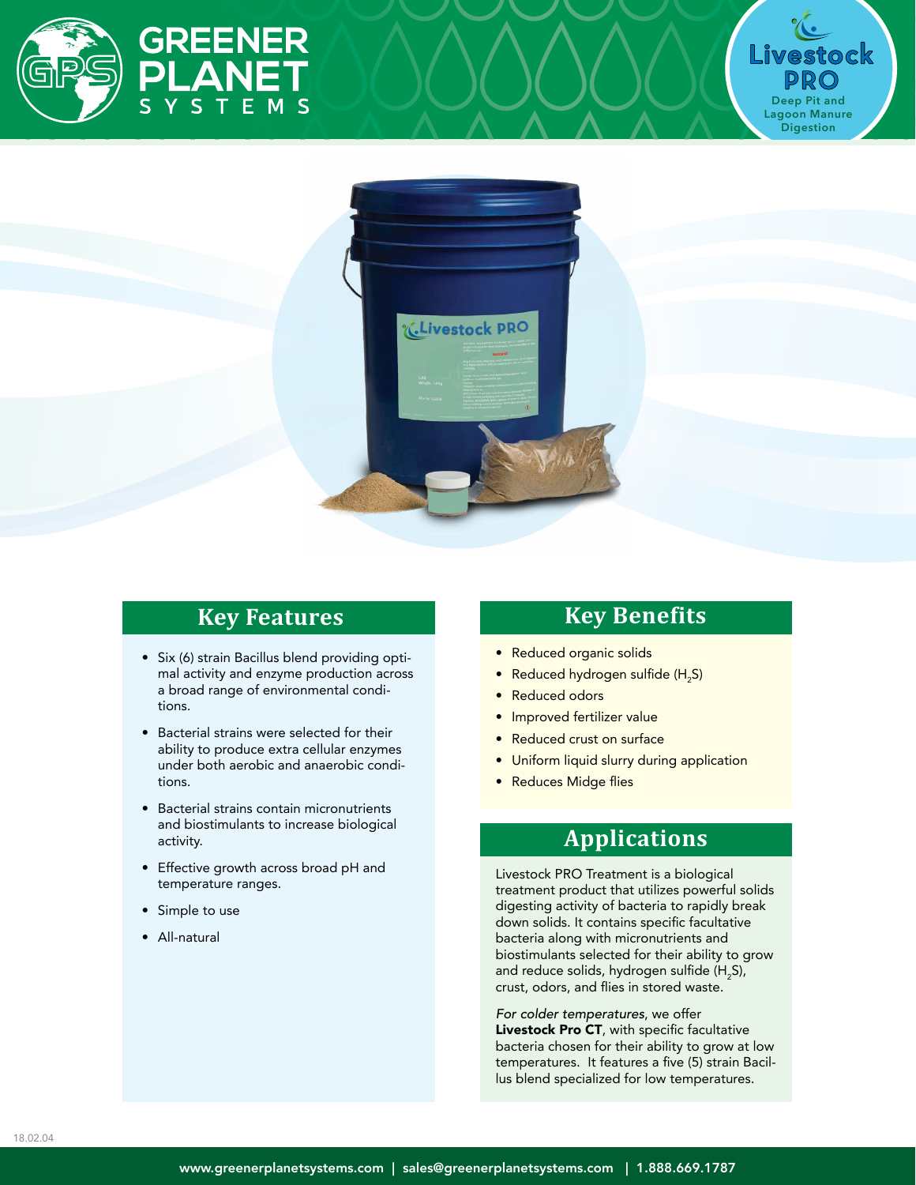# GREENER PLANET SYSTEMS

## Livestock PRO

Deep Pit and Lagoon Manure Digestion

## Key Features

- Six (6) strain Bacillus blend providing optimal activity and enzyme production across a broad range of environmental conditions.
- Bacterial strains were selected for their ability to produce extra cellular enzymes under both aerobic and anaerobic conditions.
- Bacterial strains contain micronutrients and biostimulants to increase biological activity.
- Effective growth across broad pH and temperature ranges.
- Simple to use
- All-natural

## Key Benefits

- Reduced organic solids
- Reduced hydrogen sulfide ($H_2S$)
- Reduced odors
- Improved fertilizer value
- Reduced crust on surface
- Uniform liquid slurry during application
- Reduces Midge flies

## Applications

Livestock PRO Treatment is a biological treatment product that utilizes powerful solids digesting activity of bacteria to rapidly break down solids. It contains specific facultative bacteria along with micronutrients and biostimulants selected for their ability to grow and reduce solids, hydrogen sulfide ($H_2S$), crust, odors, and flies in stored waste.

*For colder temperatures*, we offer **Livestock Pro CT**, with specific facultative bacteria chosen for their ability to grow at low temperatures. It features a five (5) strain Bacillus blend specialized for low temperatures.

18.02.04

www.greenerplanetsystems.com | sales@greenerplanetsystems.com | 1.888.669.1787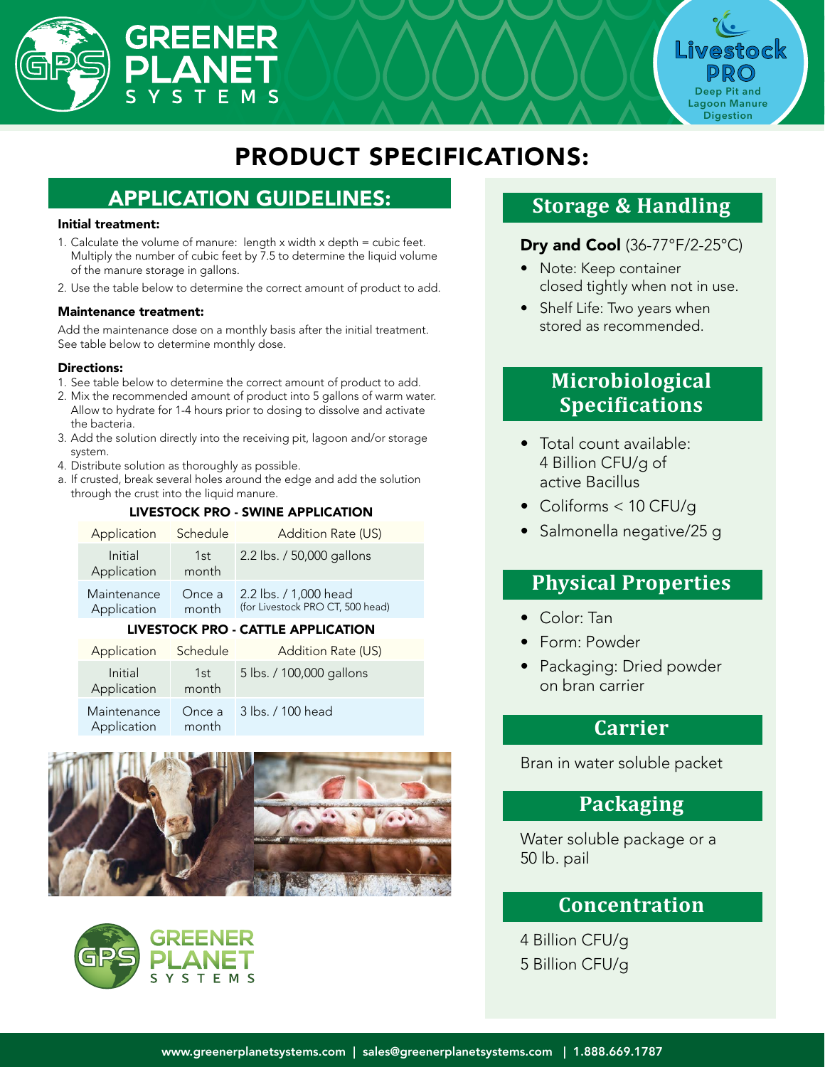# GREENER PLANET SYSTEMS

**Livestock PRO**
Deep Pit and Lagoon Manure Digestion

# PRODUCT SPECIFICATIONS:

## APPLICATION GUIDELINES:

**Initial treatment:**

1. Calculate the volume of manure: length x width x depth = cubic feet. Multiply the number of cubic feet by 7.5 to determine the liquid volume of the manure storage in gallons.
2. Use the table below to determine the correct amount of product to add.

**Maintenance treatment:**

Add the maintenance dose on a monthly basis after the initial treatment. See table below to determine monthly dose.

**Directions:**

1. See table below to determine the correct amount of product to add.
2. Mix the recommended amount of product into 5 gallons of warm water. Allow to hydrate for 1-4 hours prior to dosing to dissolve and activate the bacteria.
3. Add the solution directly into the receiving pit, lagoon and/or storage system.
4. Distribute solution as thoroughly as possible.

a. If crusted, break several holes around the edge and add the solution through the crust into the liquid manure.

**LIVESTOCK PRO - SWINE APPLICATION**

| Application | Schedule | Addition Rate (US) |
|---|---|---|
| Initial Application | 1st month | 2.2 lbs. / 50,000 gallons |
| Maintenance Application | Once a month | 2.2 lbs. / 1,000 head (for Livestock PRO CT, 500 head) |

**LIVESTOCK PRO - CATTLE APPLICATION**

| Application | Schedule | Addition Rate (US) |
|---|---|---|
| Initial Application | 1st month | 5 lbs. / 100,000 gallons |
| Maintenance Application | Once a month | 3 lbs. / 100 head |

GREENER PLANET SYSTEMS

## Storage & Handling

**Dry and Cool** (36-77°F/2-25°C)

- Note: Keep container closed tightly when not in use.
- Shelf Life: Two years when stored as recommended.

## Microbiological Specifications

- Total count available: 4 Billion CFU/g of active Bacillus
- Coliforms < 10 CFU/g
- Salmonella negative/25 g

## Physical Properties

- Color: Tan
- Form: Powder
- Packaging: Dried powder on bran carrier

## Carrier

Bran in water soluble packet

## Packaging

Water soluble package or a 50 lb. pail

## Concentration

4 Billion CFU/g
5 Billion CFU/g

www.greenerplanetsystems.com | sales@greenerplanetsystems.com | 1.888.669.1787